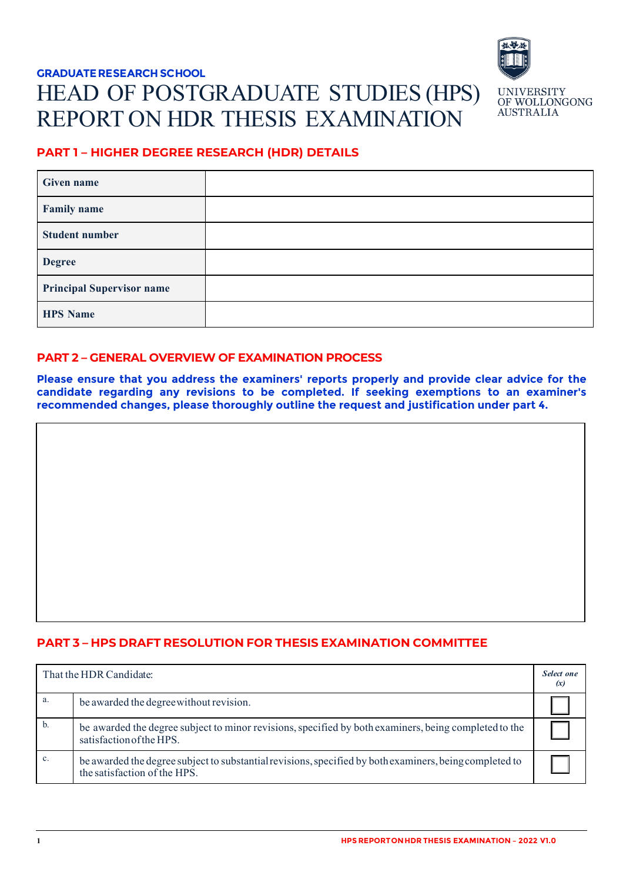**GRADUATE RESEARCH SCHOOL**

# HEAD OF POSTGRADUATE STUDIES (HPS) REPORT ON HDR THESIS EXAMINATION

UNIVERSITY OF WOLLONGONG AUSTRALIA

## PART 1 – HIGHER DEGREE RESEARCH (HDR) DETAILS

| | |
|---|---|
| **Given name** | |
| **Family name** | |
| **Student number** | |
| **Degree** | |
| **Principal Supervisor name** | |
| **HPS Name** | |

## PART 2 – GENERAL OVERVIEW OF EXAMINATION PROCESS

**Please ensure that you address the examiners' reports properly and provide clear advice for the candidate regarding any revisions to be completed. If seeking exemptions to an examiner's recommended changes, please thoroughly outline the request and justification under part 4.**

| |
|---|
| |

## PART 3 – HPS DRAFT RESOLUTION FOR THESIS EXAMINATION COMMITTEE

| That the HDR Candidate: | | *Select one (x)* |
|---|---|---|
| a. | be awarded the degree without revision. | ☐ |
| b. | be awarded the degree subject to minor revisions, specified by both examiners, being completed to the satisfaction of the HPS. | ☐ |
| c. | be awarded the degree subject to substantial revisions, specified by both examiners, being completed to the satisfaction of the HPS. | ☐ |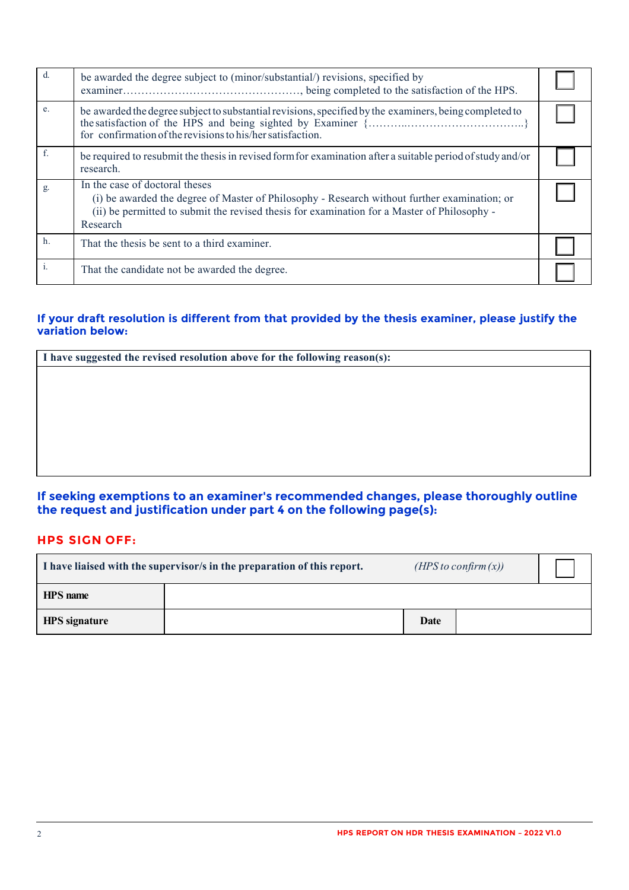| | | |
|---|---|---|
| d. | be awarded the degree subject to (minor/substantial/) revisions, specified by examiner…………………………………………, being completed to the satisfaction of the HPS. | ☐ |
| e. | be awarded the degree subject to substantial revisions, specified by the examiners, being completed to the satisfaction of the HPS and being sighted by Examiner {………..…………………………..} for confirmation of the revisions to his/her satisfaction. | ☐ |
| f. | be required to resubmit the thesis in revised form for examination after a suitable period of study and/or research. | ☐ |
| g. | In the case of doctoral theses<br>(i) be awarded the degree of Master of Philosophy - Research without further examination; or<br>(ii) be permitted to submit the revised thesis for examination for a Master of Philosophy - Research | ☐ |
| h. | That the thesis be sent to a third examiner. | ☐ |
| i. | That the candidate not be awarded the degree. | ☐ |

### If your draft resolution is different from that provided by the thesis examiner, please justify the variation below:

| I have suggested the revised resolution above for the following reason(s): |
|---|
| |

### If seeking exemptions to an examiner's recommended changes, please thoroughly outline the request and justification under part 4 on the following page(s):

## HPS SIGN OFF:

| | | | |
|---|---|---|---|
| **I have liaised with the supervisor/s in the preparation of this report.** | | *(HPS to confirm (x))* | ☐ |
| **HPS name** | | | |
| **HPS signature** | | **Date** | |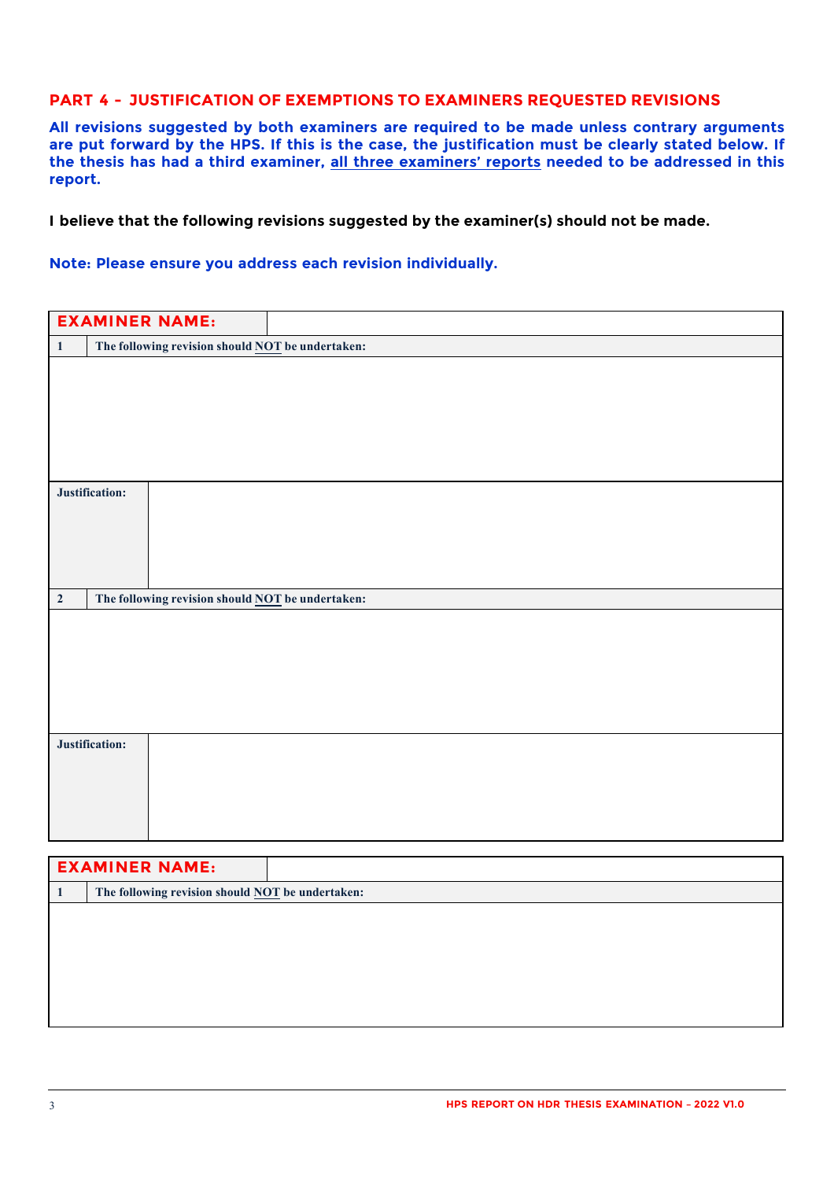## PART 4 - JUSTIFICATION OF EXEMPTIONS TO EXAMINERS REQUESTED REVISIONS

**All revisions suggested by both examiners are required to be made unless contrary arguments are put forward by the HPS. If this is the case, the justification must be clearly stated below. If the thesis has had a third examiner, <u>all three examiners' reports</u> needed to be addressed in this report.**

**I believe that the following revisions suggested by the examiner(s) should not be made.**

**Note: Please ensure you address each revision individually.**

| **EXAMINER NAME:** | |
|---|---|
| **1** | **The following revision should <u>NOT</u> be undertaken:** |
| | |
| **Justification:** | |
| **2** | **The following revision should <u>NOT</u> be undertaken:** |
| | |
| **Justification:** | |

| **EXAMINER NAME:** | |
|---|---|
| **1** | **The following revision should <u>NOT</u> be undertaken:** |
| | |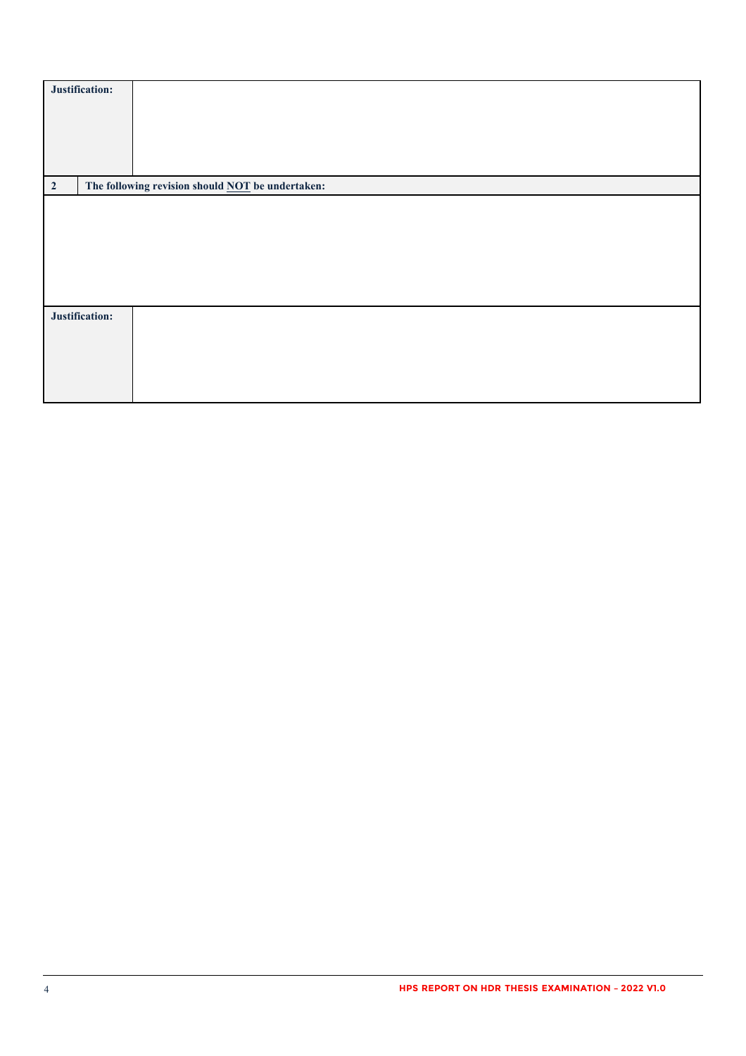| | |
|---|---|
| **Justification:** | |

| | |
|---|---|
| **2** | **The following revision should NOT be undertaken:** |
| | |
| **Justification:** | |